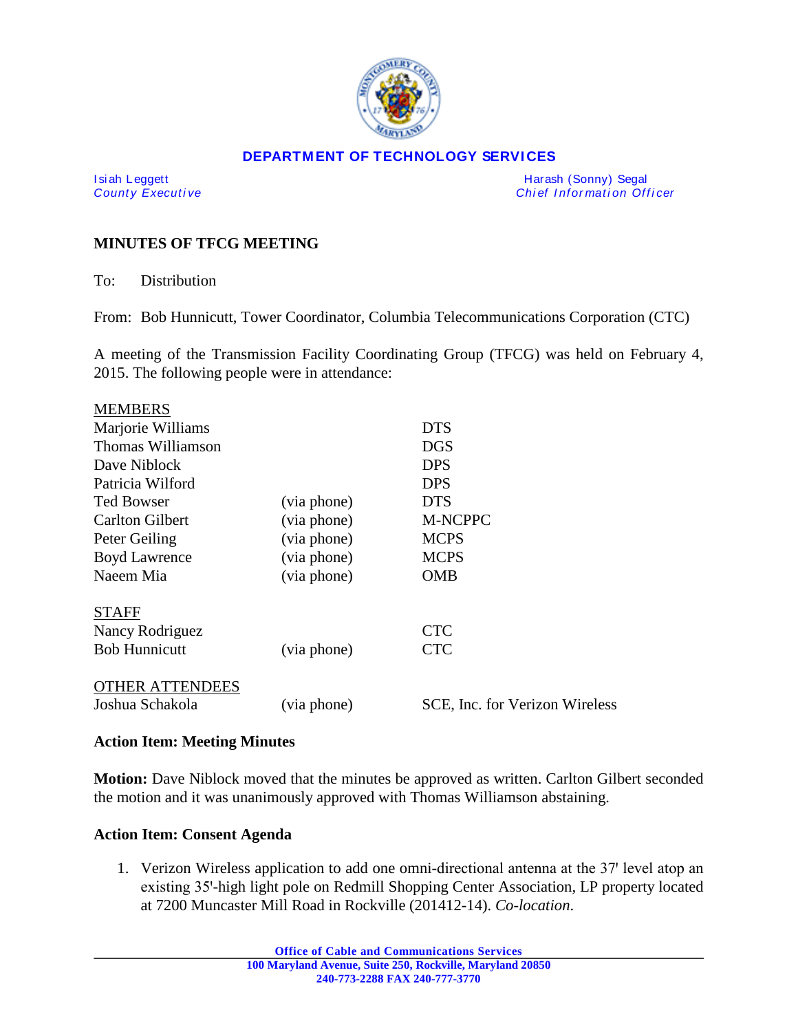**DEPARTMENT OF TECHNOLOGY SERVICES**

Isiah Leggett
*County Executive*

Harash (Sonny) Segal
*Chief Information Officer*

## MINUTES OF TFCG MEETING

To: Distribution

From: Bob Hunnicutt, Tower Coordinator, Columbia Telecommunications Corporation (CTC)

A meeting of the Transmission Facility Coordinating Group (TFCG) was held on February 4, 2015. The following people were in attendance:

| | | |
|---|---|---|
| MEMBERS | | |
| Marjorie Williams | | DTS |
| Thomas Williamson | | DGS |
| Dave Niblock | | DPS |
| Patricia Wilford | | DPS |
| Ted Bowser | (via phone) | DTS |
| Carlton Gilbert | (via phone) | M-NCPPC |
| Peter Geiling | (via phone) | MCPS |
| Boyd Lawrence | (via phone) | MCPS |
| Naeem Mia | (via phone) | OMB |
| STAFF | | |
| Nancy Rodriguez | | CTC |
| Bob Hunnicutt | (via phone) | CTC |
| OTHER ATTENDEES | | |
| Joshua Schakola | (via phone) | SCE, Inc. for Verizon Wireless |

### Action Item: Meeting Minutes

**Motion:** Dave Niblock moved that the minutes be approved as written. Carlton Gilbert seconded the motion and it was unanimously approved with Thomas Williamson abstaining.

### Action Item: Consent Agenda

1. Verizon Wireless application to add one omni-directional antenna at the 37' level atop an existing 35'-high light pole on Redmill Shopping Center Association, LP property located at 7200 Muncaster Mill Road in Rockville (201412-14). *Co-location.*

**Office of Cable and Communications Services**
**100 Maryland Avenue, Suite 250, Rockville, Maryland 20850**
**240-773-2288 FAX 240-777-3770**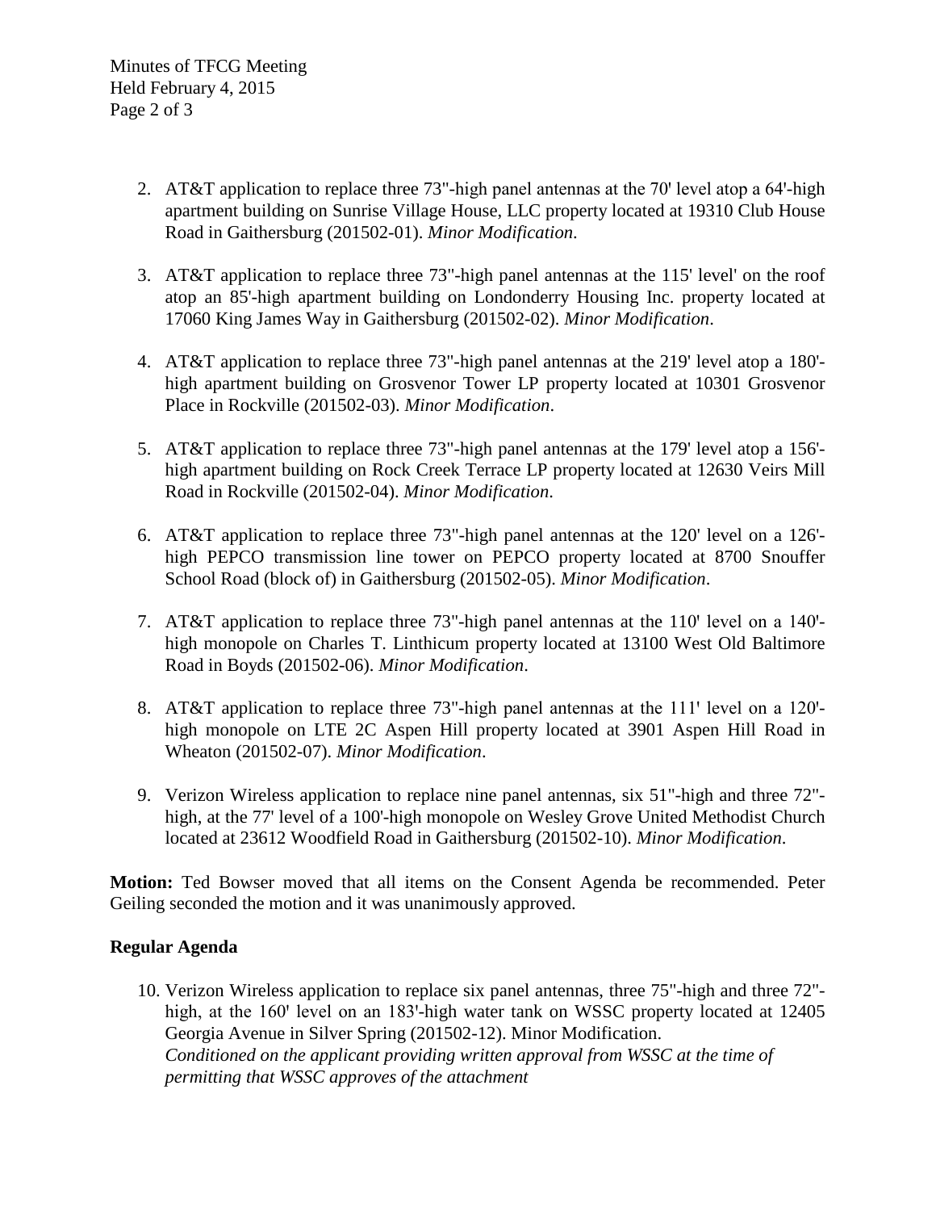2. AT&T application to replace three 73"-high panel antennas at the 70' level atop a 64'-high apartment building on Sunrise Village House, LLC property located at 19310 Club House Road in Gaithersburg (201502-01). *Minor Modification*.

3. AT&T application to replace three 73"-high panel antennas at the 115' level' on the roof atop an 85'-high apartment building on Londonderry Housing Inc. property located at 17060 King James Way in Gaithersburg (201502-02). *Minor Modification*.

4. AT&T application to replace three 73"-high panel antennas at the 219' level atop a 180'-high apartment building on Grosvenor Tower LP property located at 10301 Grosvenor Place in Rockville (201502-03). *Minor Modification*.

5. AT&T application to replace three 73"-high panel antennas at the 179' level atop a 156'-high apartment building on Rock Creek Terrace LP property located at 12630 Veirs Mill Road in Rockville (201502-04). *Minor Modification*.

6. AT&T application to replace three 73"-high panel antennas at the 120' level on a 126'-high PEPCO transmission line tower on PEPCO property located at 8700 Snouffer School Road (block of) in Gaithersburg (201502-05). *Minor Modification*.

7. AT&T application to replace three 73"-high panel antennas at the 110' level on a 140'-high monopole on Charles T. Linthicum property located at 13100 West Old Baltimore Road in Boyds (201502-06). *Minor Modification*.

8. AT&T application to replace three 73"-high panel antennas at the 111' level on a 120'-high monopole on LTE 2C Aspen Hill property located at 3901 Aspen Hill Road in Wheaton (201502-07). *Minor Modification*.

9. Verizon Wireless application to replace nine panel antennas, six 51"-high and three 72"-high, at the 77' level of a 100'-high monopole on Wesley Grove United Methodist Church located at 23612 Woodfield Road in Gaithersburg (201502-10). *Minor Modification*.

**Motion:** Ted Bowser moved that all items on the Consent Agenda be recommended. Peter Geiling seconded the motion and it was unanimously approved.

**Regular Agenda**

10. Verizon Wireless application to replace six panel antennas, three 75"-high and three 72"-high, at the 160' level on an 183'-high water tank on WSSC property located at 12405 Georgia Avenue in Silver Spring (201502-12). Minor Modification.
    *Conditioned on the applicant providing written approval from WSSC at the time of permitting that WSSC approves of the attachment*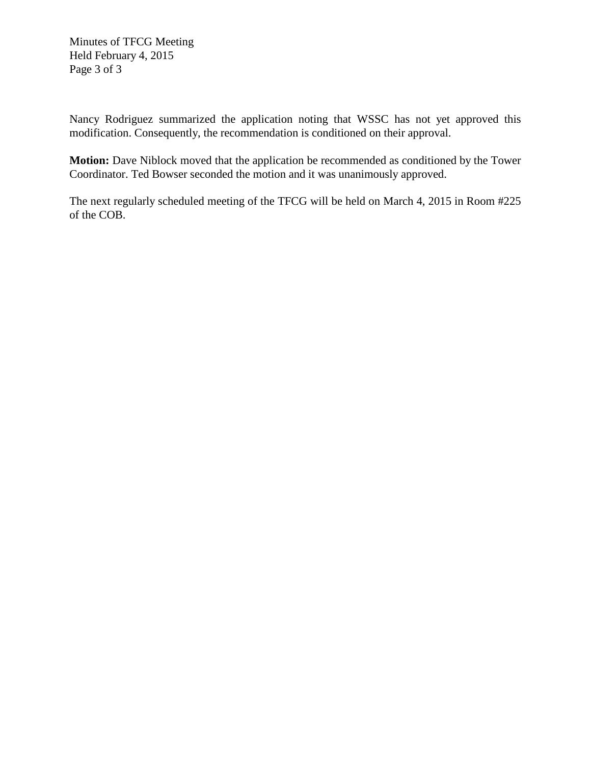Nancy Rodriguez summarized the application noting that WSSC has not yet approved this modification. Consequently, the recommendation is conditioned on their approval.

**Motion:** Dave Niblock moved that the application be recommended as conditioned by the Tower Coordinator. Ted Bowser seconded the motion and it was unanimously approved.

The next regularly scheduled meeting of the TFCG will be held on March 4, 2015 in Room #225 of the COB.